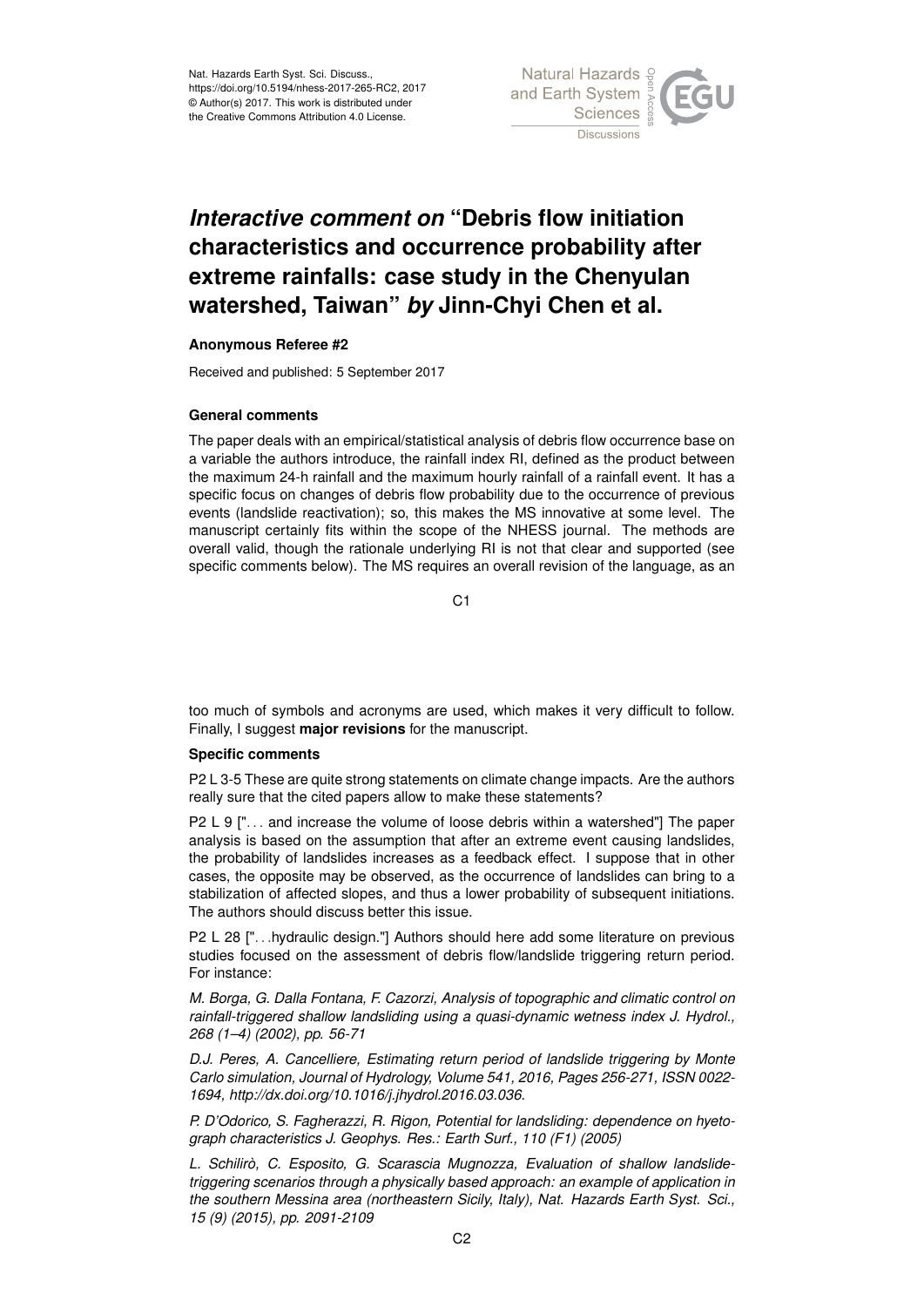# *Interactive comment on* "Debris flow initiation characteristics and occurrence probability after extreme rainfalls: case study in the Chenyulan watershed, Taiwan" *by* Jinn-Chyi Chen et al.

**Anonymous Referee #2**

Received and published: 5 September 2017

### General comments

The paper deals with an empirical/statistical analysis of debris flow occurrence base on a variable the authors introduce, the rainfall index RI, defined as the product between the maximum 24-h rainfall and the maximum hourly rainfall of a rainfall event. It has a specific focus on changes of debris flow probability due to the occurrence of previous events (landslide reactivation); so, this makes the MS innovative at some level. The manuscript certainly fits within the scope of the NHESS journal. The methods are overall valid, though the rationale underlying RI is not that clear and supported (see specific comments below). The MS requires an overall revision of the language, as an too much of symbols and acronyms are used, which makes it very difficult to follow. Finally, I suggest **major revisions** for the manuscript.

### Specific comments

P2 L 3-5 These are quite strong statements on climate change impacts. Are the authors really sure that the cited papers allow to make these statements?

P2 L 9 ["... and increase the volume of loose debris within a watershed"] The paper analysis is based on the assumption that after an extreme event causing landslides, the probability of landslides increases as a feedback effect. I suppose that in other cases, the opposite may be observed, as the occurrence of landslides can bring to a stabilization of affected slopes, and thus a lower probability of subsequent initiations. The authors should discuss better this issue.

P2 L 28 ["...hydraulic design."] Authors should here add some literature on previous studies focused on the assessment of debris flow/landslide triggering return period. For instance:

*M. Borga, G. Dalla Fontana, F. Cazorzi, Analysis of topographic and climatic control on rainfall-triggered shallow landsliding using a quasi-dynamic wetness index J. Hydrol., 268 (1–4) (2002), pp. 56-71*

*D.J. Peres, A. Cancelliere, Estimating return period of landslide triggering by Monte Carlo simulation, Journal of Hydrology, Volume 541, 2016, Pages 256-271, ISSN 0022-1694, http://dx.doi.org/10.1016/j.jhydrol.2016.03.036.*

*P. D'Odorico, S. Fagherazzi, R. Rigon, Potential for landsliding: dependence on hyetograph characteristics J. Geophys. Res.: Earth Surf., 110 (F1) (2005)*

*L. Schilirò, C. Esposito, G. Scarascia Mugnozza, Evaluation of shallow landslide-triggering scenarios through a physically based approach: an example of application in the southern Messina area (northeastern Sicily, Italy), Nat. Hazards Earth Syst. Sci., 15 (9) (2015), pp. 2091-2109*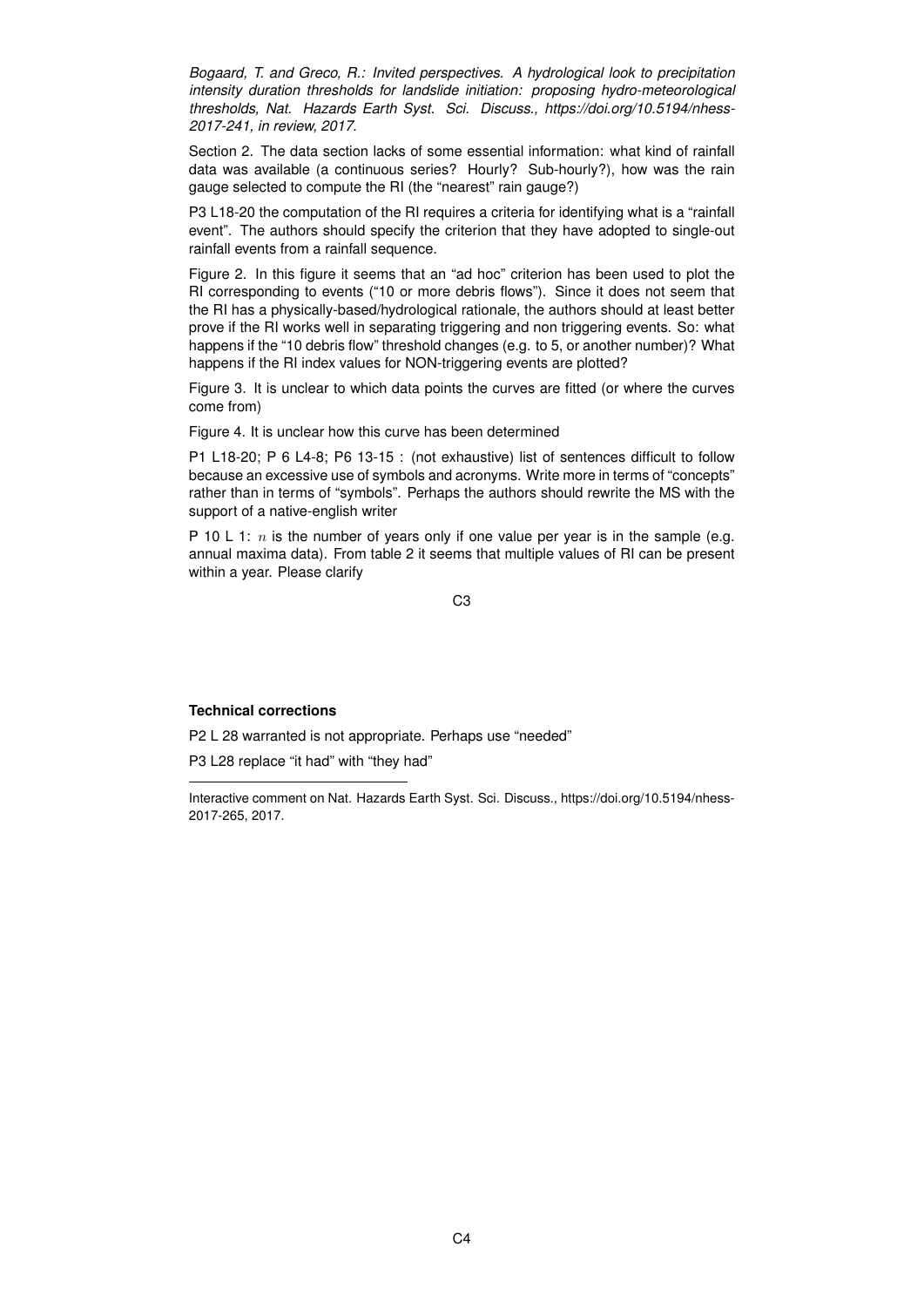*Bogaard, T. and Greco, R.: Invited perspectives. A hydrological look to precipitation intensity duration thresholds for landslide initiation: proposing hydro-meteorological thresholds, Nat. Hazards Earth Syst. Sci. Discuss., https://doi.org/10.5194/nhess-2017-241, in review, 2017.*

Section 2. The data section lacks of some essential information: what kind of rainfall data was available (a continuous series? Hourly? Sub-hourly?), how was the rain gauge selected to compute the RI (the "nearest" rain gauge?)

P3 L18-20 the computation of the RI requires a criteria for identifying what is a "rainfall event". The authors should specify the criterion that they have adopted to single-out rainfall events from a rainfall sequence.

Figure 2. In this figure it seems that an "ad hoc" criterion has been used to plot the RI corresponding to events ("10 or more debris flows"). Since it does not seem that the RI has a physically-based/hydrological rationale, the authors should at least better prove if the RI works well in separating triggering and non triggering events. So: what happens if the "10 debris flow" threshold changes (e.g. to 5, or another number)? What happens if the RI index values for NON-triggering events are plotted?

Figure 3. It is unclear to which data points the curves are fitted (or where the curves come from)

Figure 4. It is unclear how this curve has been determined

P1 L18-20; P 6 L4-8; P6 13-15 : (not exhaustive) list of sentences difficult to follow because an excessive use of symbols and acronyms. Write more in terms of "concepts" rather than in terms of "symbols". Perhaps the authors should rewrite the MS with the support of a native-english writer

P 10 L 1: $n$ is the number of years only if one value per year is in the sample (e.g. annual maxima data). From table 2 it seems that multiple values of RI can be present within a year. Please clarify

**Technical corrections**

P2 L 28 warranted is not appropriate. Perhaps use "needed"

P3 L28 replace "it had" with "they had"

---

Interactive comment on Nat. Hazards Earth Syst. Sci. Discuss., https://doi.org/10.5194/nhess-2017-265, 2017.